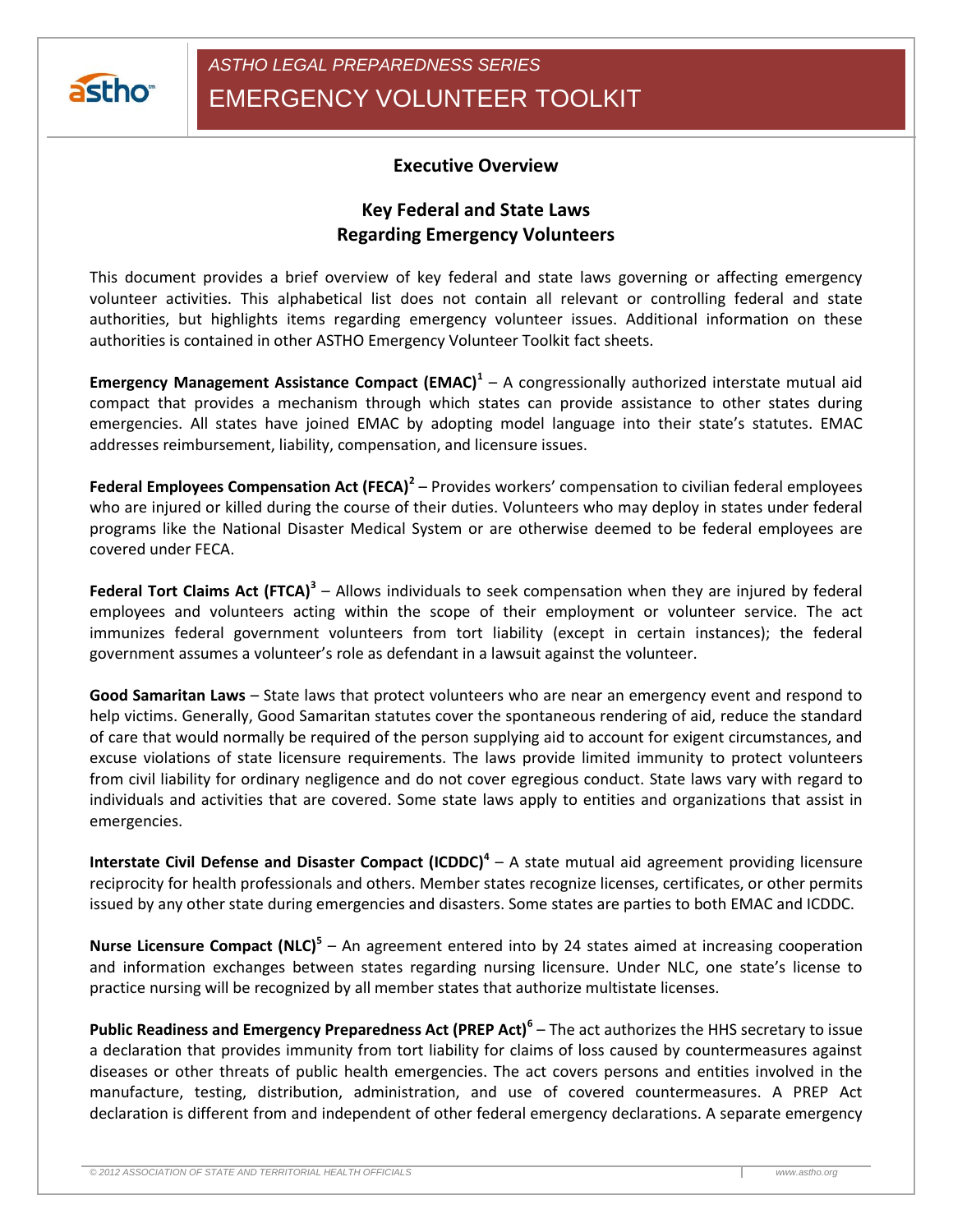*ASTHO LEGAL PREPAREDNESS SERIES*

# EMERGENCY VOLUNTEER TOOLKIT

## Executive Overview

## Key Federal and State Laws Regarding Emergency Volunteers

This document provides a brief overview of key federal and state laws governing or affecting emergency volunteer activities. This alphabetical list does not contain all relevant or controlling federal and state authorities, but highlights items regarding emergency volunteer issues. Additional information on these authorities is contained in other ASTHO Emergency Volunteer Toolkit fact sheets.

**Emergency Management Assistance Compact (EMAC)[1]** – A congressionally authorized interstate mutual aid compact that provides a mechanism through which states can provide assistance to other states during emergencies. All states have joined EMAC by adopting model language into their state's statutes. EMAC addresses reimbursement, liability, compensation, and licensure issues.

**Federal Employees Compensation Act (FECA)[2]** – Provides workers' compensation to civilian federal employees who are injured or killed during the course of their duties. Volunteers who may deploy in states under federal programs like the National Disaster Medical System or are otherwise deemed to be federal employees are covered under FECA.

**Federal Tort Claims Act (FTCA)[3]** – Allows individuals to seek compensation when they are injured by federal employees and volunteers acting within the scope of their employment or volunteer service. The act immunizes federal government volunteers from tort liability (except in certain instances); the federal government assumes a volunteer's role as defendant in a lawsuit against the volunteer.

**Good Samaritan Laws** – State laws that protect volunteers who are near an emergency event and respond to help victims. Generally, Good Samaritan statutes cover the spontaneous rendering of aid, reduce the standard of care that would normally be required of the person supplying aid to account for exigent circumstances, and excuse violations of state licensure requirements. The laws provide limited immunity to protect volunteers from civil liability for ordinary negligence and do not cover egregious conduct. State laws vary with regard to individuals and activities that are covered. Some state laws apply to entities and organizations that assist in emergencies.

**Interstate Civil Defense and Disaster Compact (ICDDC)[4]** – A state mutual aid agreement providing licensure reciprocity for health professionals and others. Member states recognize licenses, certificates, or other permits issued by any other state during emergencies and disasters. Some states are parties to both EMAC and ICDDC.

**Nurse Licensure Compact (NLC)[5]** – An agreement entered into by 24 states aimed at increasing cooperation and information exchanges between states regarding nursing licensure. Under NLC, one state's license to practice nursing will be recognized by all member states that authorize multistate licenses.

**Public Readiness and Emergency Preparedness Act (PREP Act)[6]** – The act authorizes the HHS secretary to issue a declaration that provides immunity from tort liability for claims of loss caused by countermeasures against diseases or other threats of public health emergencies. The act covers persons and entities involved in the manufacture, testing, distribution, administration, and use of covered countermeasures. A PREP Act declaration is different from and independent of other federal emergency declarations. A separate emergency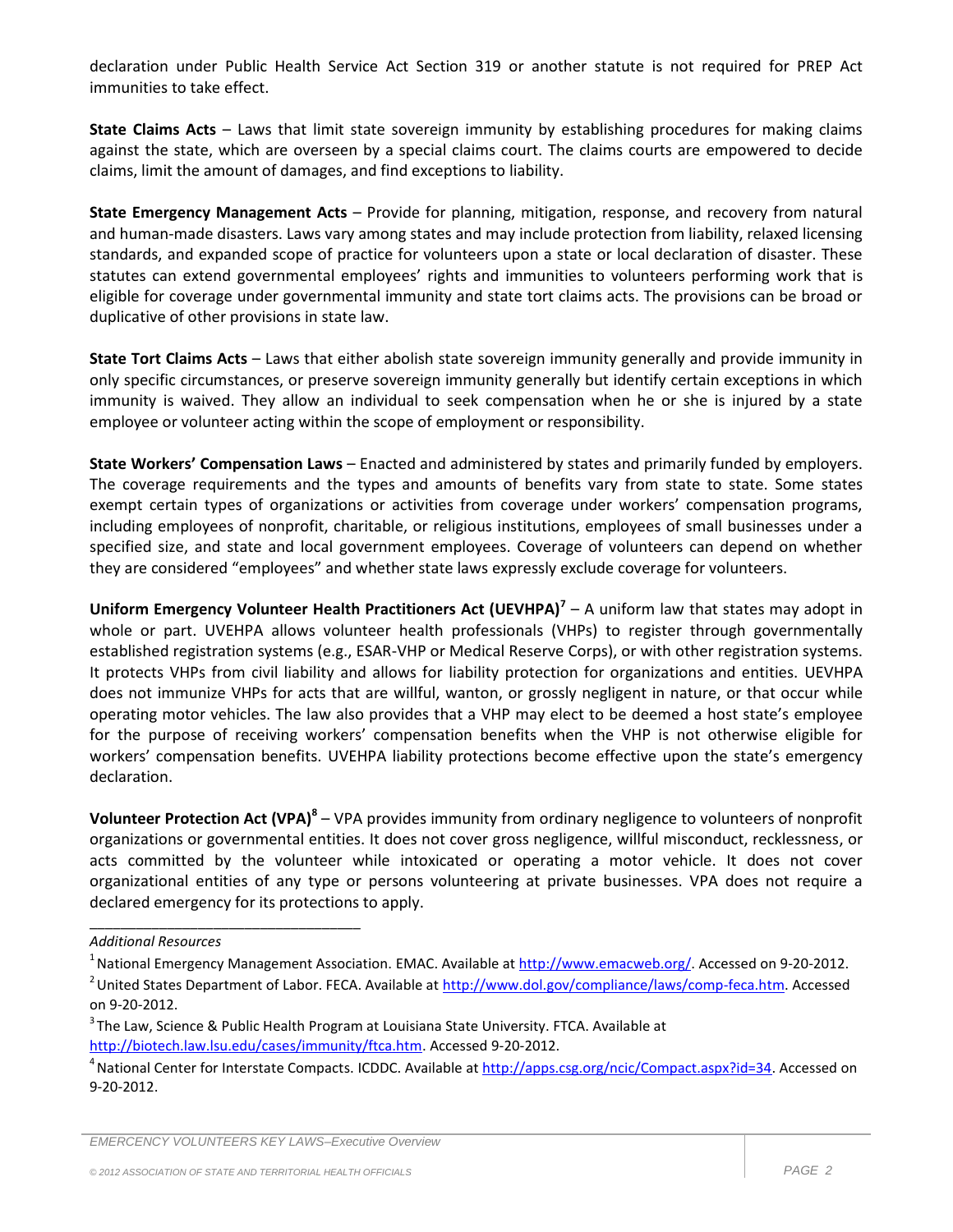declaration under Public Health Service Act Section 319 or another statute is not required for PREP Act immunities to take effect.

**State Claims Acts** – Laws that limit state sovereign immunity by establishing procedures for making claims against the state, which are overseen by a special claims court. The claims courts are empowered to decide claims, limit the amount of damages, and find exceptions to liability.

**State Emergency Management Acts** – Provide for planning, mitigation, response, and recovery from natural and human-made disasters. Laws vary among states and may include protection from liability, relaxed licensing standards, and expanded scope of practice for volunteers upon a state or local declaration of disaster. These statutes can extend governmental employees' rights and immunities to volunteers performing work that is eligible for coverage under governmental immunity and state tort claims acts. The provisions can be broad or duplicative of other provisions in state law.

**State Tort Claims Acts** – Laws that either abolish state sovereign immunity generally and provide immunity in only specific circumstances, or preserve sovereign immunity generally but identify certain exceptions in which immunity is waived. They allow an individual to seek compensation when he or she is injured by a state employee or volunteer acting within the scope of employment or responsibility.

**State Workers' Compensation Laws** – Enacted and administered by states and primarily funded by employers. The coverage requirements and the types and amounts of benefits vary from state to state. Some states exempt certain types of organizations or activities from coverage under workers' compensation programs, including employees of nonprofit, charitable, or religious institutions, employees of small businesses under a specified size, and state and local government employees. Coverage of volunteers can depend on whether they are considered "employees" and whether state laws expressly exclude coverage for volunteers.

**Uniform Emergency Volunteer Health Practitioners Act (UEVHPA)[7]** – A uniform law that states may adopt in whole or part. UVEHPA allows volunteer health professionals (VHPs) to register through governmentally established registration systems (e.g., ESAR-VHP or Medical Reserve Corps), or with other registration systems. It protects VHPs from civil liability and allows for liability protection for organizations and entities. UEVHPA does not immunize VHPs for acts that are willful, wanton, or grossly negligent in nature, or that occur while operating motor vehicles. The law also provides that a VHP may elect to be deemed a host state's employee for the purpose of receiving workers' compensation benefits when the VHP is not otherwise eligible for workers' compensation benefits. UVEHPA liability protections become effective upon the state's emergency declaration.

**Volunteer Protection Act (VPA)[8]** – VPA provides immunity from ordinary negligence to volunteers of nonprofit organizations or governmental entities. It does not cover gross negligence, willful misconduct, recklessness, or acts committed by the volunteer while intoxicated or operating a motor vehicle. It does not cover organizational entities of any type or persons volunteering at private businesses. VPA does not require a declared emergency for its protections to apply.

---

*Additional Resources*

[1] National Emergency Management Association. EMAC. Available at http://www.emacweb.org/. Accessed on 9-20-2012.

[2] United States Department of Labor. FECA. Available at http://www.dol.gov/compliance/laws/comp-feca.htm. Accessed on 9-20-2012.

[3] The Law, Science & Public Health Program at Louisiana State University. FTCA. Available at http://biotech.law.lsu.edu/cases/immunity/ftca.htm. Accessed 9-20-2012.

[4] National Center for Interstate Compacts. ICDDC. Available at http://apps.csg.org/ncic/Compact.aspx?id=34. Accessed on 9-20-2012.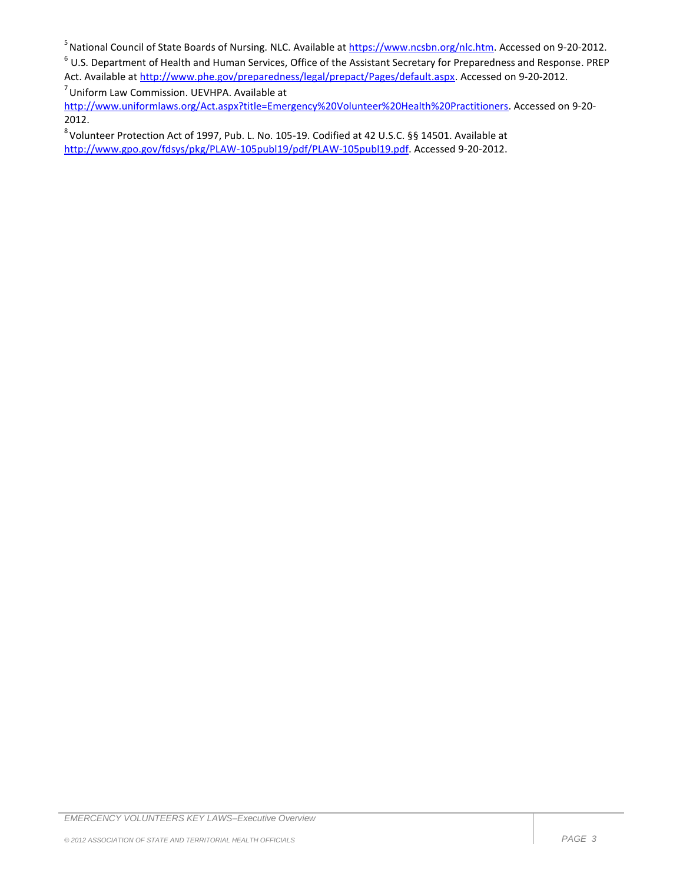[5] National Council of State Boards of Nursing. NLC. Available at https://www.ncsbn.org/nlc.htm. Accessed on 9-20-2012.

[6] U.S. Department of Health and Human Services, Office of the Assistant Secretary for Preparedness and Response. PREP Act. Available at http://www.phe.gov/preparedness/legal/prepact/Pages/default.aspx. Accessed on 9-20-2012.

[7] Uniform Law Commission. UEVHPA. Available at http://www.uniformlaws.org/Act.aspx?title=Emergency%20Volunteer%20Health%20Practitioners. Accessed on 9-20-2012.

[8] Volunteer Protection Act of 1997, Pub. L. No. 105-19. Codified at 42 U.S.C. §§ 14501. Available at http://www.gpo.gov/fdsys/pkg/PLAW-105publ19/pdf/PLAW-105publ19.pdf. Accessed 9-20-2012.